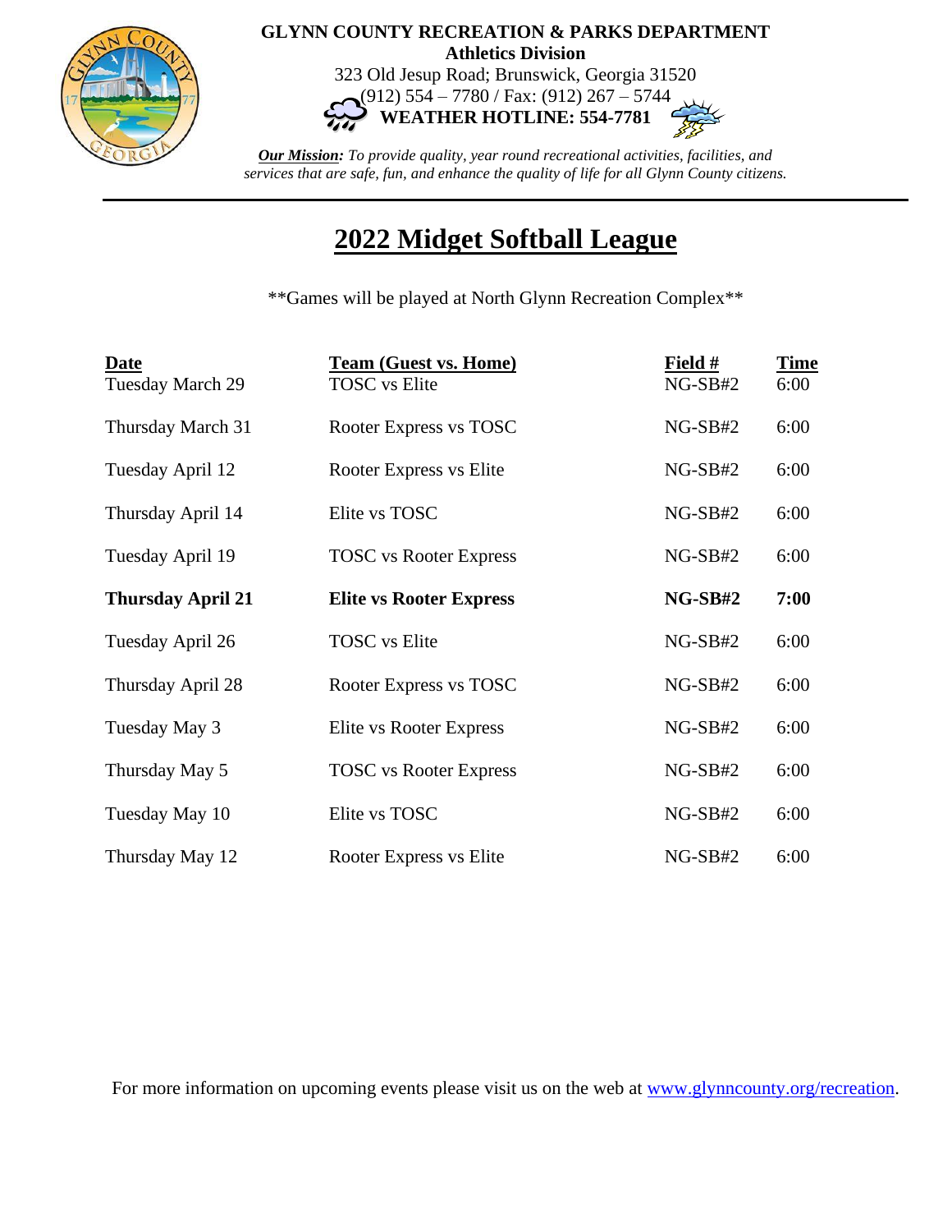**GLYNN COUNTY RECREATION & PARKS DEPARTMENT**
**Athletics Division**
323 Old Jesup Road; Brunswick, Georgia 31520
(912) 554 – 7780 / Fax: (912) 267 – 5744
**WEATHER HOTLINE: 554-7781**

***Our Mission:*** *To provide quality, year round recreational activities, facilities, and services that are safe, fun, and enhance the quality of life for all Glynn County citizens.*

# 2022 Midget Softball League

**Games will be played at North Glynn Recreation Complex**

| Date | Team (Guest vs. Home) | Field # | Time |
|---|---|---|---|
| Tuesday March 29 | TOSC vs Elite | NG-SB#2 | 6:00 |
| Thursday March 31 | Rooter Express vs TOSC | NG-SB#2 | 6:00 |
| Tuesday April 12 | Rooter Express vs Elite | NG-SB#2 | 6:00 |
| Thursday April 14 | Elite vs TOSC | NG-SB#2 | 6:00 |
| Tuesday April 19 | TOSC vs Rooter Express | NG-SB#2 | 6:00 |
| **Thursday April 21** | **Elite vs Rooter Express** | **NG-SB#2** | **7:00** |
| Tuesday April 26 | TOSC vs Elite | NG-SB#2 | 6:00 |
| Thursday April 28 | Rooter Express vs TOSC | NG-SB#2 | 6:00 |
| Tuesday May 3 | Elite vs Rooter Express | NG-SB#2 | 6:00 |
| Thursday May 5 | TOSC vs Rooter Express | NG-SB#2 | 6:00 |
| Tuesday May 10 | Elite vs TOSC | NG-SB#2 | 6:00 |
| Thursday May 12 | Rooter Express vs Elite | NG-SB#2 | 6:00 |

For more information on upcoming events please visit us on the web at www.glynncounty.org/recreation.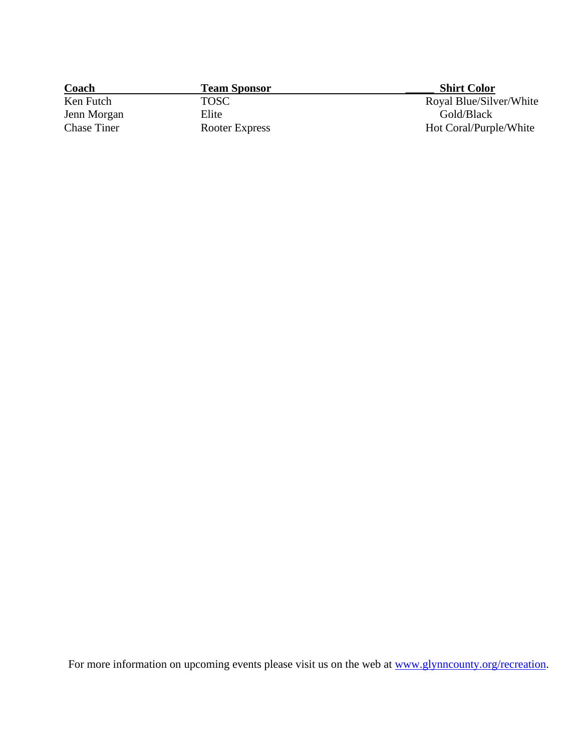| Coach | Team Sponsor | Shirt Color |
|---|---|---|
| Ken Futch | TOSC | Royal Blue/Silver/White |
| Jenn Morgan | Elite | Gold/Black |
| Chase Tiner | Rooter Express | Hot Coral/Purple/White |

For more information on upcoming events please visit us on the web at www.glynncounty.org/recreation.